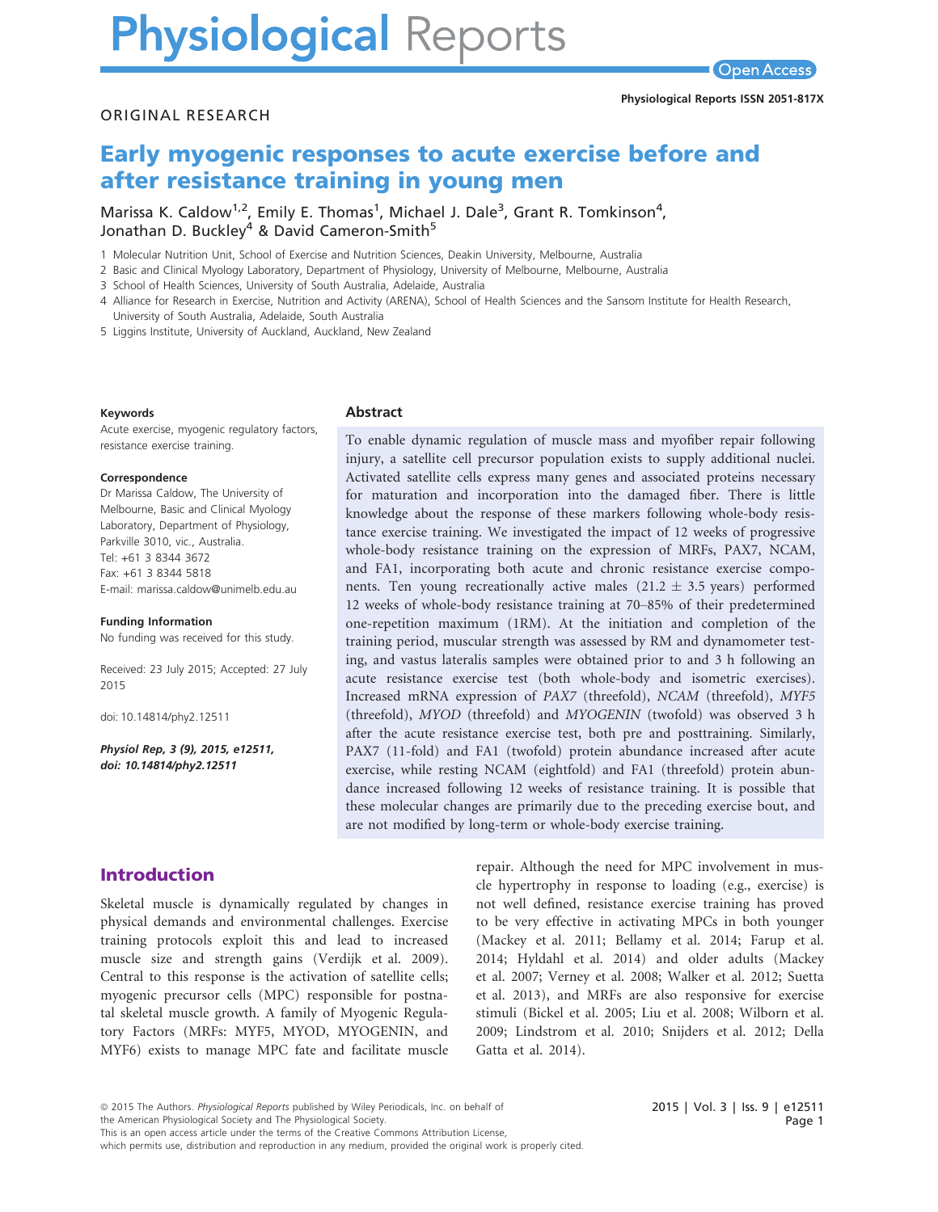ORIGINAL RESEARCH

# Early myogenic responses to acute exercise before and after resistance training in young men

Marissa K. Caldow[1,2], Emily E. Thomas[1], Michael J. Dale[3], Grant R. Tomkinson[4], Jonathan D. Buckley[4] & David Cameron-Smith[5]

1 Molecular Nutrition Unit, School of Exercise and Nutrition Sciences, Deakin University, Melbourne, Australia
2 Basic and Clinical Myology Laboratory, Department of Physiology, University of Melbourne, Melbourne, Australia
3 School of Health Sciences, University of South Australia, Adelaide, Australia
4 Alliance for Research in Exercise, Nutrition and Activity (ARENA), School of Health Sciences and the Sansom Institute for Health Research, University of South Australia, Adelaide, South Australia
5 Liggins Institute, University of Auckland, Auckland, New Zealand

**Keywords**

Acute exercise, myogenic regulatory factors, resistance exercise training.

**Correspondence**

Dr Marissa Caldow, The University of Melbourne, Basic and Clinical Myology Laboratory, Department of Physiology, Parkville 3010, vic., Australia.
Tel: +61 3 8344 3672
Fax: +61 3 8344 5818
E-mail: marissa.caldow@unimelb.edu.au

**Funding Information**

No funding was received for this study.

Received: 23 July 2015; Accepted: 27 July 2015

doi: 10.14814/phy2.12511

***Physiol Rep, 3 (9), 2015, e12511, doi: 10.14814/phy2.12511***

## Abstract

To enable dynamic regulation of muscle mass and myofiber repair following injury, a satellite cell precursor population exists to supply additional nuclei. Activated satellite cells express many genes and associated proteins necessary for maturation and incorporation into the damaged fiber. There is little knowledge about the response of these markers following whole-body resistance exercise training. We investigated the impact of 12 weeks of progressive whole-body resistance training on the expression of MRFs, PAX7, NCAM, and FA1, incorporating both acute and chronic resistance exercise components. Ten young recreationally active males (21.2 ± 3.5 years) performed 12 weeks of whole-body resistance training at 70–85% of their predetermined one-repetition maximum (1RM). At the initiation and completion of the training period, muscular strength was assessed by RM and dynamometer testing, and vastus lateralis samples were obtained prior to and 3 h following an acute resistance exercise test (both whole-body and isometric exercises). Increased mRNA expression of *PAX7* (threefold), *NCAM* (threefold), *MYF5* (threefold), *MYOD* (threefold) and *MYOGENIN* (twofold) was observed 3 h after the acute resistance exercise test, both pre and posttraining. Similarly, PAX7 (11-fold) and FA1 (twofold) protein abundance increased after acute exercise, while resting NCAM (eightfold) and FA1 (threefold) protein abundance increased following 12 weeks of resistance training. It is possible that these molecular changes are primarily due to the preceding exercise bout, and are not modified by long-term or whole-body exercise training.

## Introduction

Skeletal muscle is dynamically regulated by changes in physical demands and environmental challenges. Exercise training protocols exploit this and lead to increased muscle size and strength gains (Verdijk et al. 2009). Central to this response is the activation of satellite cells; myogenic precursor cells (MPC) responsible for postnatal skeletal muscle growth. A family of Myogenic Regulatory Factors (MRFs: MYF5, MYOD, MYOGENIN, and MYF6) exists to manage MPC fate and facilitate muscle repair. Although the need for MPC involvement in muscle hypertrophy in response to loading (e.g., exercise) is not well defined, resistance exercise training has proved to be very effective in activating MPCs in both younger (Mackey et al. 2011; Bellamy et al. 2014; Farup et al. 2014; Hyldahl et al. 2014) and older adults (Mackey et al. 2007; Verney et al. 2008; Walker et al. 2012; Suetta et al. 2013), and MRFs are also responsive for exercise stimuli (Bickel et al. 2005; Liu et al. 2008; Wilborn et al. 2009; Lindstrom et al. 2010; Snijders et al. 2012; Della Gatta et al. 2014).

© 2015 The Authors. *Physiological Reports* published by Wiley Periodicals, Inc. on behalf of the American Physiological Society and The Physiological Society.
This is an open access article under the terms of the Creative Commons Attribution License, which permits use, distribution and reproduction in any medium, provided the original work is properly cited.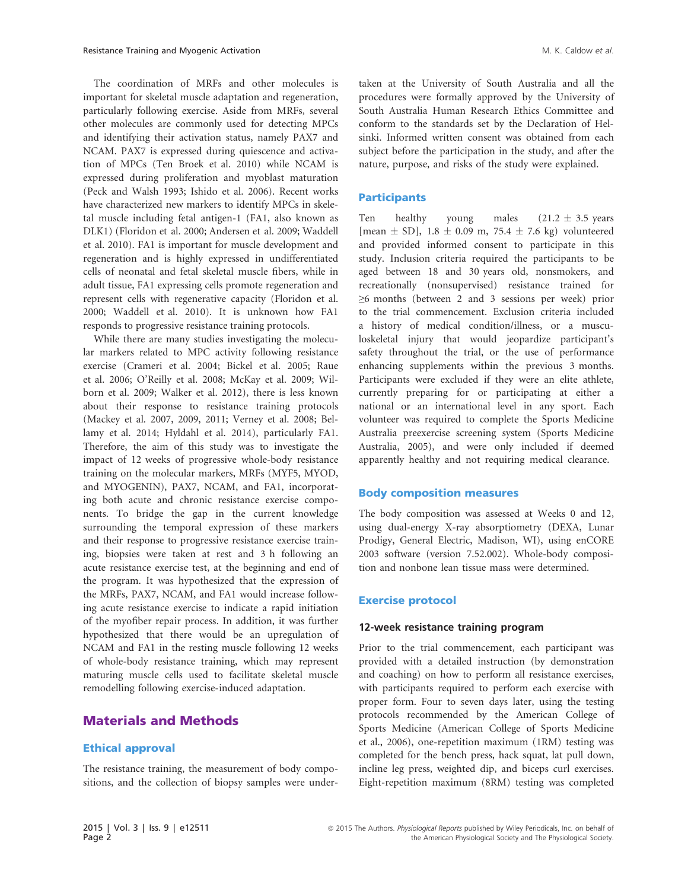The coordination of MRFs and other molecules is important for skeletal muscle adaptation and regeneration, particularly following exercise. Aside from MRFs, several other molecules are commonly used for detecting MPCs and identifying their activation status, namely PAX7 and NCAM. PAX7 is expressed during quiescence and activation of MPCs (Ten Broek et al. 2010) while NCAM is expressed during proliferation and myoblast maturation (Peck and Walsh 1993; Ishido et al. 2006). Recent works have characterized new markers to identify MPCs in skeletal muscle including fetal antigen-1 (FA1, also known as DLK1) (Floridon et al. 2000; Andersen et al. 2009; Waddell et al. 2010). FA1 is important for muscle development and regeneration and is highly expressed in undifferentiated cells of neonatal and fetal skeletal muscle fibers, while in adult tissue, FA1 expressing cells promote regeneration and represent cells with regenerative capacity (Floridon et al. 2000; Waddell et al. 2010). It is unknown how FA1 responds to progressive resistance training protocols.

While there are many studies investigating the molecular markers related to MPC activity following resistance exercise (Crameri et al. 2004; Bickel et al. 2005; Raue et al. 2006; O'Reilly et al. 2008; McKay et al. 2009; Wilborn et al. 2009; Walker et al. 2012), there is less known about their response to resistance training protocols (Mackey et al. 2007, 2009, 2011; Verney et al. 2008; Bellamy et al. 2014; Hyldahl et al. 2014), particularly FA1. Therefore, the aim of this study was to investigate the impact of 12 weeks of progressive whole-body resistance training on the molecular markers, MRFs (MYF5, MYOD, and MYOGENIN), PAX7, NCAM, and FA1, incorporating both acute and chronic resistance exercise components. To bridge the gap in the current knowledge surrounding the temporal expression of these markers and their response to progressive resistance exercise training, biopsies were taken at rest and 3 h following an acute resistance exercise test, at the beginning and end of the program. It was hypothesized that the expression of the MRFs, PAX7, NCAM, and FA1 would increase following acute resistance exercise to indicate a rapid initiation of the myofiber repair process. In addition, it was further hypothesized that there would be an upregulation of NCAM and FA1 in the resting muscle following 12 weeks of whole-body resistance training, which may represent maturing muscle cells used to facilitate skeletal muscle remodelling following exercise-induced adaptation.

# Materials and Methods

## Ethical approval

The resistance training, the measurement of body compositions, and the collection of biopsy samples were undertaken at the University of South Australia and all the procedures were formally approved by the University of South Australia Human Research Ethics Committee and conform to the standards set by the Declaration of Helsinki. Informed written consent was obtained from each subject before the participation in the study, and after the nature, purpose, and risks of the study were explained.

## Participants

Ten healthy young males ($21.2 \pm 3.5$ years [mean $\pm$ SD], $1.8 \pm 0.09$ m, $75.4 \pm 7.6$ kg) volunteered and provided informed consent to participate in this study. Inclusion criteria required the participants to be aged between 18 and 30 years old, nonsmokers, and recreationally (nonsupervised) resistance trained for $\geq$6 months (between 2 and 3 sessions per week) prior to the trial commencement. Exclusion criteria included a history of medical condition/illness, or a musculoskeletal injury that would jeopardize participant's safety throughout the trial, or the use of performance enhancing supplements within the previous 3 months. Participants were excluded if they were an elite athlete, currently preparing for or participating at either a national or an international level in any sport. Each volunteer was required to complete the Sports Medicine Australia preexercise screening system (Sports Medicine Australia, 2005), and were only included if deemed apparently healthy and not requiring medical clearance.

## Body composition measures

The body composition was assessed at Weeks 0 and 12, using dual-energy X-ray absorptiometry (DEXA, Lunar Prodigy, General Electric, Madison, WI), using enCORE 2003 software (version 7.52.002). Whole-body composition and nonbone lean tissue mass were determined.

## Exercise protocol

### 12-week resistance training program

Prior to the trial commencement, each participant was provided with a detailed instruction (by demonstration and coaching) on how to perform all resistance exercises, with participants required to perform each exercise with proper form. Four to seven days later, using the testing protocols recommended by the American College of Sports Medicine (American College of Sports Medicine et al., 2006), one-repetition maximum (1RM) testing was completed for the bench press, hack squat, lat pull down, incline leg press, weighted dip, and biceps curl exercises. Eight-repetition maximum (8RM) testing was completed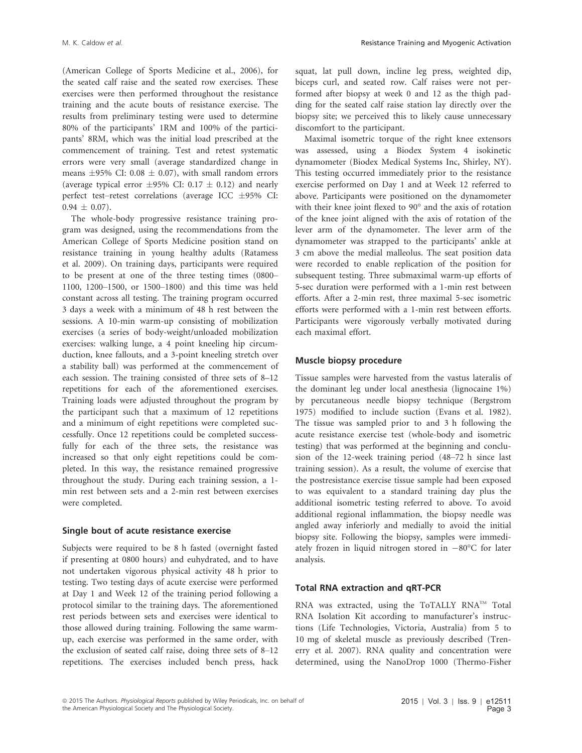(American College of Sports Medicine et al., 2006), for the seated calf raise and the seated row exercises. These exercises were then performed throughout the resistance training and the acute bouts of resistance exercise. The results from preliminary testing were used to determine 80% of the participants' 1RM and 100% of the participants' 8RM, which was the initial load prescribed at the commencement of training. Test and retest systematic errors were very small (average standardized change in means ±95% CI: 0.08 ± 0.07), with small random errors (average typical error ±95% CI: 0.17 ± 0.12) and nearly perfect test–retest correlations (average ICC ±95% CI: 0.94 ± 0.07).

The whole-body progressive resistance training program was designed, using the recommendations from the American College of Sports Medicine position stand on resistance training in young healthy adults (Ratamess et al. 2009). On training days, participants were required to be present at one of the three testing times (0800–1100, 1200–1500, or 1500–1800) and this time was held constant across all testing. The training program occurred 3 days a week with a minimum of 48 h rest between the sessions. A 10-min warm-up consisting of mobilization exercises (a series of body-weight/unloaded mobilization exercises: walking lunge, a 4 point kneeling hip circumduction, knee fallouts, and a 3-point kneeling stretch over a stability ball) was performed at the commencement of each session. The training consisted of three sets of 8–12 repetitions for each of the aforementioned exercises. Training loads were adjusted throughout the program by the participant such that a maximum of 12 repetitions and a minimum of eight repetitions were completed successfully. Once 12 repetitions could be completed successfully for each of the three sets, the resistance was increased so that only eight repetitions could be completed. In this way, the resistance remained progressive throughout the study. During each training session, a 1-min rest between sets and a 2-min rest between exercises were completed.

## Single bout of acute resistance exercise

Subjects were required to be 8 h fasted (overnight fasted if presenting at 0800 hours) and euhydrated, and to have not undertaken vigorous physical activity 48 h prior to testing. Two testing days of acute exercise were performed at Day 1 and Week 12 of the training period following a protocol similar to the training days. The aforementioned rest periods between sets and exercises were identical to those allowed during training. Following the same warm-up, each exercise was performed in the same order, with the exclusion of seated calf raise, doing three sets of 8–12 repetitions. The exercises included bench press, hack squat, lat pull down, incline leg press, weighted dip, biceps curl, and seated row. Calf raises were not performed after biopsy at week 0 and 12 as the thigh padding for the seated calf raise station lay directly over the biopsy site; we perceived this to likely cause unnecessary discomfort to the participant.

Maximal isometric torque of the right knee extensors was assessed, using a Biodex System 4 isokinetic dynamometer (Biodex Medical Systems Inc, Shirley, NY). This testing occurred immediately prior to the resistance exercise performed on Day 1 and at Week 12 referred to above. Participants were positioned on the dynamometer with their knee joint flexed to 90° and the axis of rotation of the knee joint aligned with the axis of rotation of the lever arm of the dynamometer. The lever arm of the dynamometer was strapped to the participants' ankle at 3 cm above the medial malleolus. The seat position data were recorded to enable replication of the position for subsequent testing. Three submaximal warm-up efforts of 5-sec duration were performed with a 1-min rest between efforts. After a 2-min rest, three maximal 5-sec isometric efforts were performed with a 1-min rest between efforts. Participants were vigorously verbally motivated during each maximal effort.

## Muscle biopsy procedure

Tissue samples were harvested from the vastus lateralis of the dominant leg under local anesthesia (lignocaine 1%) by percutaneous needle biopsy technique (Bergstrom 1975) modified to include suction (Evans et al. 1982). The tissue was sampled prior to and 3 h following the acute resistance exercise test (whole-body and isometric testing) that was performed at the beginning and conclusion of the 12-week training period (48–72 h since last training session). As a result, the volume of exercise that the postresistance exercise tissue sample had been exposed to was equivalent to a standard training day plus the additional isometric testing referred to above. To avoid additional regional inflammation, the biopsy needle was angled away inferiorly and medially to avoid the initial biopsy site. Following the biopsy, samples were immediately frozen in liquid nitrogen stored in −80°C for later analysis.

## Total RNA extraction and qRT-PCR

RNA was extracted, using the ToTALLY RNA™ Total RNA Isolation Kit according to manufacturer's instructions (Life Technologies, Victoria, Australia) from 5 to 10 mg of skeletal muscle as previously described (Trenerry et al. 2007). RNA quality and concentration were determined, using the NanoDrop 1000 (Thermo-Fisher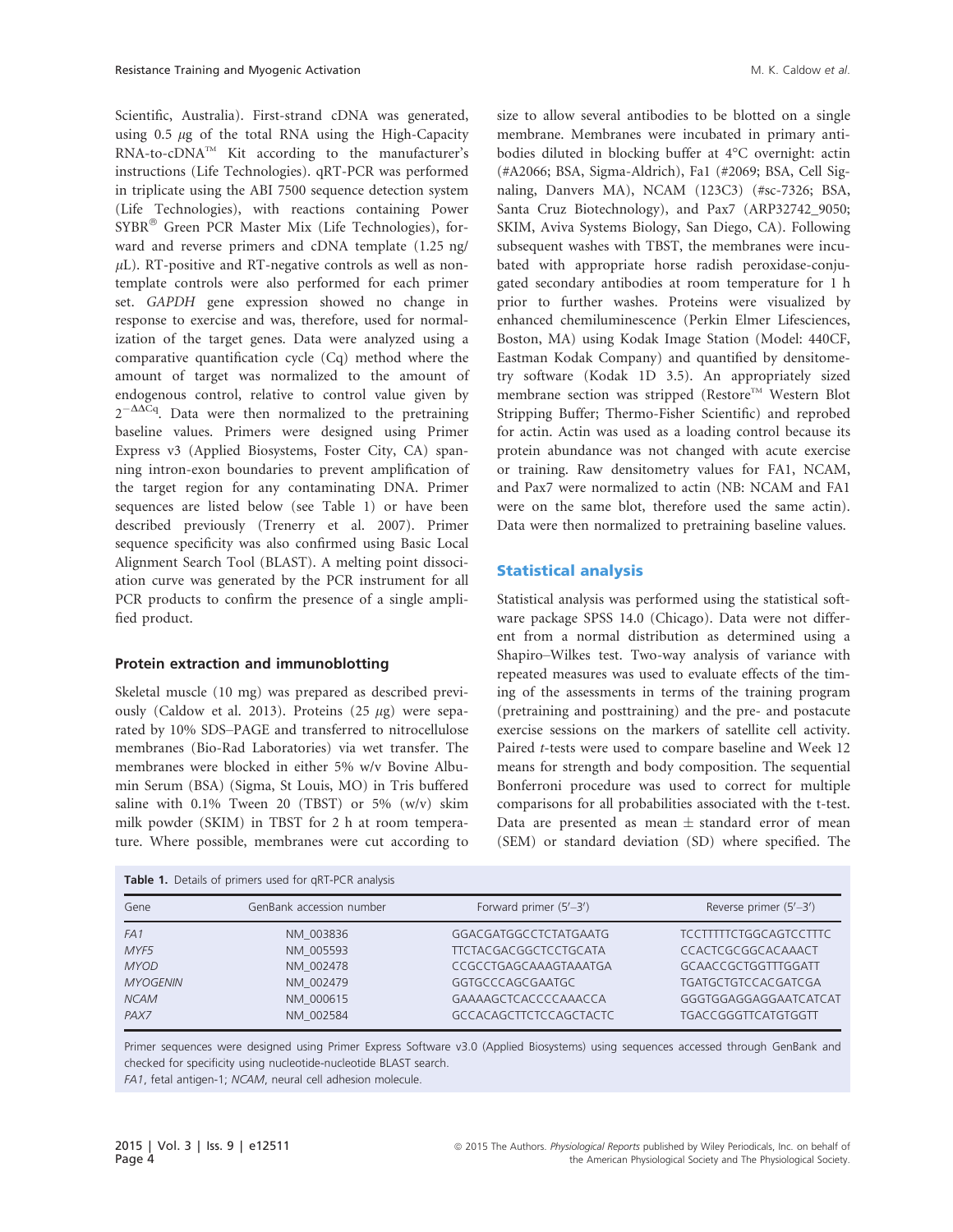Scientific, Australia). First-strand cDNA was generated, using 0.5 $\mu$g of the total RNA using the High-Capacity RNA-to-cDNA™ Kit according to the manufacturer's instructions (Life Technologies). qRT-PCR was performed in triplicate using the ABI 7500 sequence detection system (Life Technologies), with reactions containing Power SYBR® Green PCR Master Mix (Life Technologies), forward and reverse primers and cDNA template (1.25 ng/$\mu$L). RT-positive and RT-negative controls as well as nontemplate controls were also performed for each primer set. *GAPDH* gene expression showed no change in response to exercise and was, therefore, used for normalization of the target genes. Data were analyzed using a comparative quantification cycle (Cq) method where the amount of target was normalized to the amount of endogenous control, relative to control value given by $2^{-\Delta\Delta Cq}$. Data were then normalized to the pretraining baseline values. Primers were designed using Primer Express v3 (Applied Biosystems, Foster City, CA) spanning intron-exon boundaries to prevent amplification of the target region for any contaminating DNA. Primer sequences are listed below (see Table 1) or have been described previously (Trenerry et al. 2007). Primer sequence specificity was also confirmed using Basic Local Alignment Search Tool (BLAST). A melting point dissociation curve was generated by the PCR instrument for all PCR products to confirm the presence of a single amplified product.

### Protein extraction and immunoblotting

Skeletal muscle (10 mg) was prepared as described previously (Caldow et al. 2013). Proteins (25 $\mu$g) were separated by 10% SDS–PAGE and transferred to nitrocellulose membranes (Bio-Rad Laboratories) via wet transfer. The membranes were blocked in either 5% w/v Bovine Albumin Serum (BSA) (Sigma, St Louis, MO) in Tris buffered saline with 0.1% Tween 20 (TBST) or 5% (w/v) skim milk powder (SKIM) in TBST for 2 h at room temperature. Where possible, membranes were cut according to size to allow several antibodies to be blotted on a single membrane. Membranes were incubated in primary antibodies diluted in blocking buffer at 4°C overnight: actin (#A2066; BSA, Sigma-Aldrich), Fa1 (#2069; BSA, Cell Signaling, Danvers MA), NCAM (123C3) (#sc-7326; BSA, Santa Cruz Biotechnology), and Pax7 (ARP32742_9050; SKIM, Aviva Systems Biology, San Diego, CA). Following subsequent washes with TBST, the membranes were incubated with appropriate horse radish peroxidase-conjugated secondary antibodies at room temperature for 1 h prior to further washes. Proteins were visualized by enhanced chemiluminescence (Perkin Elmer Lifesciences, Boston, MA) using Kodak Image Station (Model: 440CF, Eastman Kodak Company) and quantified by densitometry software (Kodak 1D 3.5). An appropriately sized membrane section was stripped (Restore™ Western Blot Stripping Buffer; Thermo-Fisher Scientific) and reprobed for actin. Actin was used as a loading control because its protein abundance was not changed with acute exercise or training. Raw densitometry values for FA1, NCAM, and Pax7 were normalized to actin (NB: NCAM and FA1 were on the same blot, therefore used the same actin). Data were then normalized to pretraining baseline values.

## Statistical analysis

Statistical analysis was performed using the statistical software package SPSS 14.0 (Chicago). Data were not different from a normal distribution as determined using a Shapiro–Wilkes test. Two-way analysis of variance with repeated measures was used to evaluate effects of the timing of the assessments in terms of the training program (pretraining and posttraining) and the pre- and postacute exercise sessions on the markers of satellite cell activity. Paired *t*-tests were used to compare baseline and Week 12 means for strength and body composition. The sequential Bonferroni procedure was used to correct for multiple comparisons for all probabilities associated with the t-test. Data are presented as mean ± standard error of mean (SEM) or standard deviation (SD) where specified. The

**Table 1.** Details of primers used for qRT-PCR analysis

| Gene | GenBank accession number | Forward primer (5′–3′) | Reverse primer (5′–3′) |
|---|---|---|---|
| *FA1* | NM_003836 | GGACGATGGCCTCTATGAATG | TCCTTTTTCTGGCAGTCCTTTC |
| *MYF5* | NM_005593 | TTCTACGACGGCTCCTGCATA | CCACTCGCGGCACAAACT |
| *MYOD* | NM_002478 | CCGCCTGAGCAAAGTAAATGA | GCAACCGCTGGTTTGGATT |
| *MYOGENIN* | NM_002479 | GGTGCCCAGCGAATGC | TGATGCTGTCCACGATCGA |
| *NCAM* | NM_000615 | GAAAAGCTCACCCCAAACCA | GGGTGGAGGAGGAATCATCAT |
| *PAX7* | NM_002584 | GCCACAGCTTCTCCAGCTACTC | TGACCGGGTTCATGTGGTT |

Primer sequences were designed using Primer Express Software v3.0 (Applied Biosystems) using sequences accessed through GenBank and checked for specificity using nucleotide-nucleotide BLAST search.
*FA1*, fetal antigen-1; *NCAM*, neural cell adhesion molecule.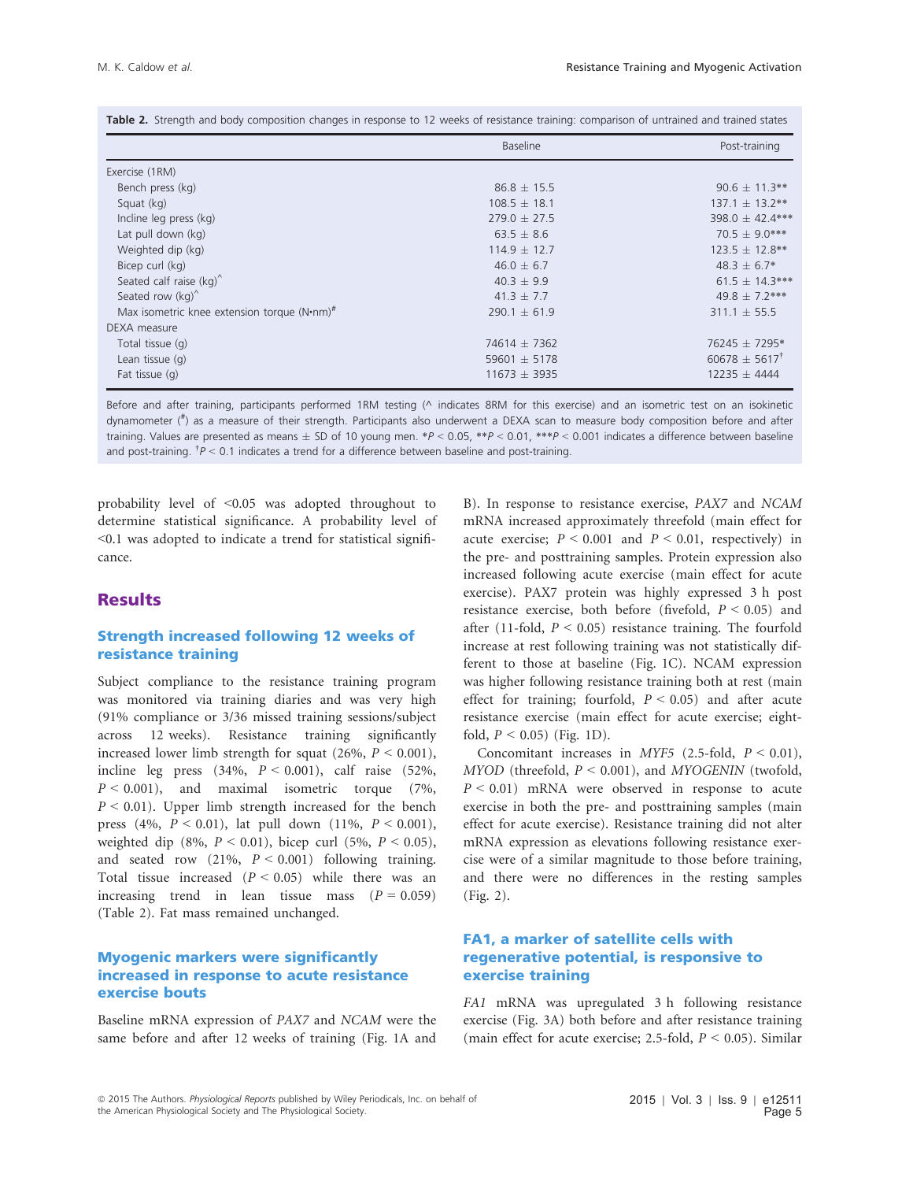**Table 2.** Strength and body composition changes in response to 12 weeks of resistance training: comparison of untrained and trained states

| | Baseline | Post-training |
|---|---|---|
| Exercise (1RM) | | |
| Bench press (kg) | 86.8 ± 15.5 | 90.6 ± 11.3** |
| Squat (kg) | 108.5 ± 18.1 | 137.1 ± 13.2** |
| Incline leg press (kg) | 279.0 ± 27.5 | 398.0 ± 42.4*** |
| Lat pull down (kg) | 63.5 ± 8.6 | 70.5 ± 9.0*** |
| Weighted dip (kg) | 114.9 ± 12.7 | 123.5 ± 12.8** |
| Bicep curl (kg) | 46.0 ± 6.7 | 48.3 ± 6.7* |
| Seated calf raise (kg)^ | 40.3 ± 9.9 | 61.5 ± 14.3*** |
| Seated row (kg)^ | 41.3 ± 7.7 | 49.8 ± 7.2*** |
| Max isometric knee extension torque (N•nm)[#] | 290.1 ± 61.9 | 311.1 ± 55.5 |
| DEXA measure | | |
| Total tissue (g) | 74614 ± 7362 | 76245 ± 7295* |
| Lean tissue (g) | 59601 ± 5178 | 60678 ± 5617[†] |
| Fat tissue (g) | 11673 ± 3935 | 12235 ± 4444 |

Before and after training, participants performed 1RM testing (^ indicates 8RM for this exercise) and an isometric test on an isokinetic dynamometer ([#]) as a measure of their strength. Participants also underwent a DEXA scan to measure body composition before and after training. Values are presented as means ± SD of 10 young men. *$P < 0.05$, **$P < 0.01$, ***$P < 0.001$ indicates a difference between baseline and post-training. [†]$P < 0.1$ indicates a trend for a difference between baseline and post-training.

probability level of <0.05 was adopted throughout to determine statistical significance. A probability level of <0.1 was adopted to indicate a trend for statistical significance.

## Results

### Strength increased following 12 weeks of resistance training

Subject compliance to the resistance training program was monitored via training diaries and was very high (91% compliance or 3/36 missed training sessions/subject across 12 weeks). Resistance training significantly increased lower limb strength for squat (26%, $P < 0.001$), incline leg press (34%, $P < 0.001$), calf raise (52%, $P < 0.001$), and maximal isometric torque (7%, $P < 0.01$). Upper limb strength increased for the bench press (4%, $P < 0.01$), lat pull down (11%, $P < 0.001$), weighted dip (8%, $P < 0.01$), bicep curl (5%, $P < 0.05$), and seated row (21%, $P < 0.001$) following training. Total tissue increased ($P < 0.05$) while there was an increasing trend in lean tissue mass ($P = 0.059$) (Table 2). Fat mass remained unchanged.

### Myogenic markers were significantly increased in response to acute resistance exercise bouts

Baseline mRNA expression of *PAX7* and *NCAM* were the same before and after 12 weeks of training (Fig. 1A and B). In response to resistance exercise, *PAX7* and *NCAM* mRNA increased approximately threefold (main effect for acute exercise; $P < 0.001$ and $P < 0.01$, respectively) in the pre- and posttraining samples. Protein expression also increased following acute exercise (main effect for acute exercise). PAX7 protein was highly expressed 3 h post resistance exercise, both before (fivefold, $P < 0.05$) and after (11-fold, $P < 0.05$) resistance training. The fourfold increase at rest following training was not statistically different to those at baseline (Fig. 1C). NCAM expression was higher following resistance training both at rest (main effect for training; fourfold, $P < 0.05$) and after acute resistance exercise (main effect for acute exercise; eightfold, $P < 0.05$) (Fig. 1D).

Concomitant increases in *MYF5* (2.5-fold, $P < 0.01$), *MYOD* (threefold, $P < 0.001$), and *MYOGENIN* (twofold, $P < 0.01$) mRNA were observed in response to acute exercise in both the pre- and posttraining samples (main effect for acute exercise). Resistance training did not alter mRNA expression as elevations following resistance exercise were of a similar magnitude to those before training, and there were no differences in the resting samples (Fig. 2).

### FA1, a marker of satellite cells with regenerative potential, is responsive to exercise training

*FA1* mRNA was upregulated 3 h following resistance exercise (Fig. 3A) both before and after resistance training (main effect for acute exercise; 2.5-fold, $P < 0.05$). Similar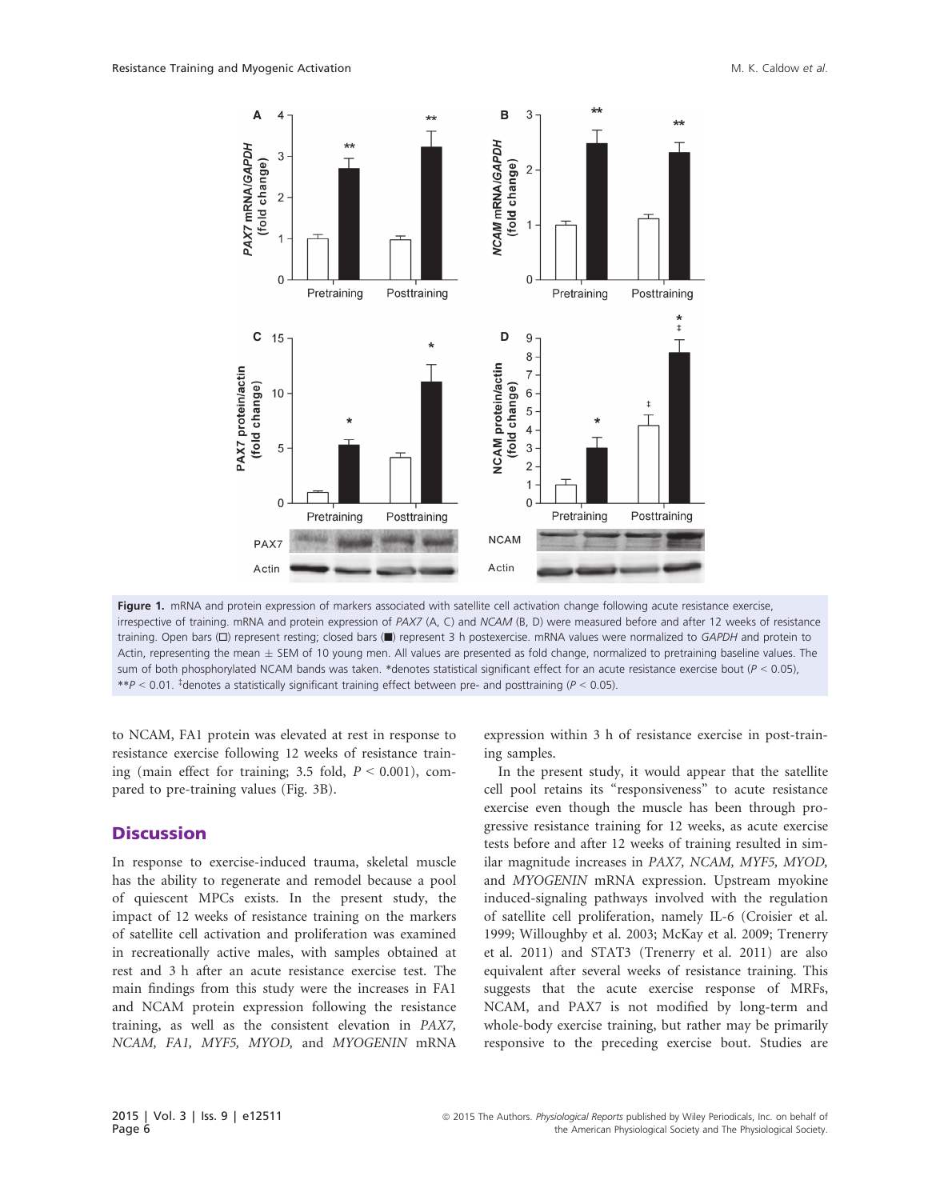**Figure 1.** mRNA and protein expression of markers associated with satellite cell activation change following acute resistance exercise, irrespective of training. mRNA and protein expression of *PAX7* (A, C) and *NCAM* (B, D) were measured before and after 12 weeks of resistance training. Open bars (□) represent resting; closed bars (■) represent 3 h postexercise. mRNA values were normalized to *GAPDH* and protein to Actin, representing the mean ± SEM of 10 young men. All values are presented as fold change, normalized to pretraining baseline values. The sum of both phosphorylated NCAM bands was taken. *denotes statistical significant effect for an acute resistance exercise bout ($P < 0.05$), **$P < 0.01$. ‡denotes a statistically significant training effect between pre- and posttraining ($P < 0.05$).

to NCAM, FA1 protein was elevated at rest in response to resistance exercise following 12 weeks of resistance training (main effect for training; 3.5 fold, $P < 0.001$), compared to pre-training values (Fig. 3B).

## Discussion

In response to exercise-induced trauma, skeletal muscle has the ability to regenerate and remodel because a pool of quiescent MPCs exists. In the present study, the impact of 12 weeks of resistance training on the markers of satellite cell activation and proliferation was examined in recreationally active males, with samples obtained at rest and 3 h after an acute resistance exercise test. The main findings from this study were the increases in FA1 and NCAM protein expression following the resistance training, as well as the consistent elevation in *PAX7, NCAM, FA1, MYF5, MYOD,* and *MYOGENIN* mRNA expression within 3 h of resistance exercise in post-training samples.

In the present study, it would appear that the satellite cell pool retains its "responsiveness" to acute resistance exercise even though the muscle has been through progressive resistance training for 12 weeks, as acute exercise tests before and after 12 weeks of training resulted in similar magnitude increases in *PAX7, NCAM, MYF5, MYOD,* and *MYOGENIN* mRNA expression. Upstream myokine induced-signaling pathways involved with the regulation of satellite cell proliferation, namely IL-6 (Croisier et al. 1999; Willoughby et al. 2003; McKay et al. 2009; Trenerry et al. 2011) and STAT3 (Trenerry et al. 2011) are also equivalent after several weeks of resistance training. This suggests that the acute exercise response of MRFs, NCAM, and PAX7 is not modified by long-term and whole-body exercise training, but rather may be primarily responsive to the preceding exercise bout. Studies are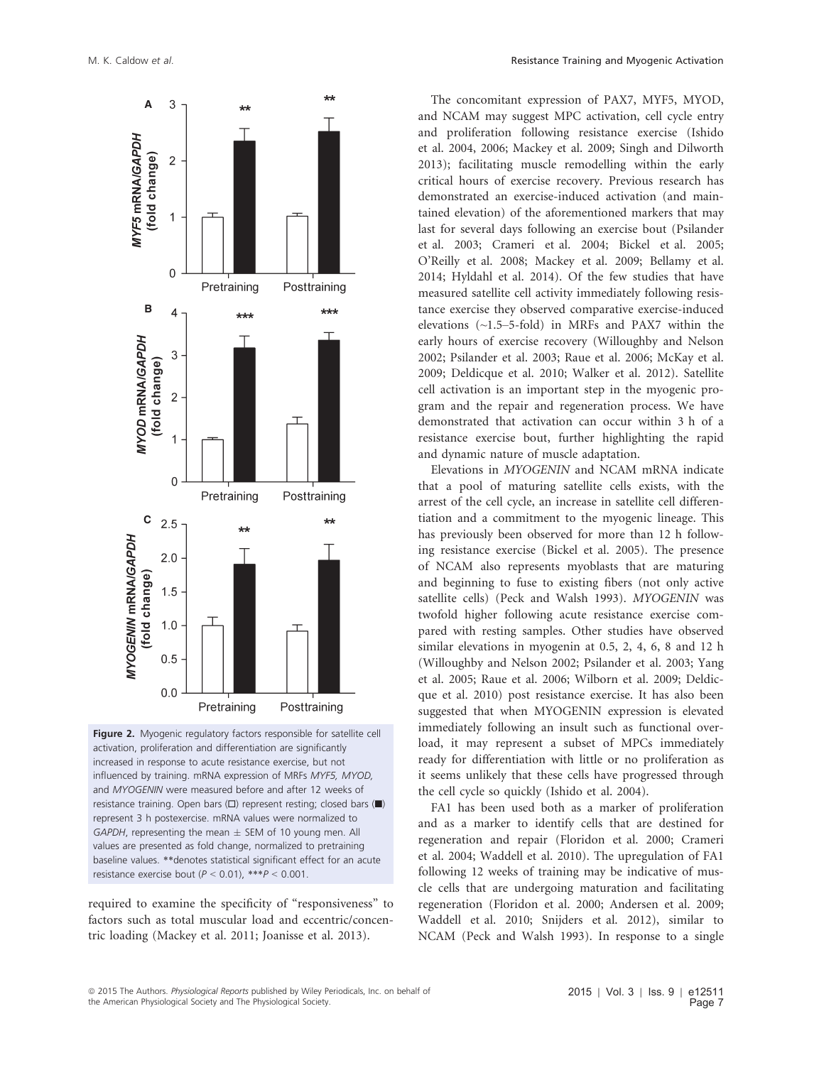Figure 2. Myogenic regulatory factors responsible for satellite cell activation, proliferation and differentiation are significantly increased in response to acute resistance exercise, but not influenced by training. mRNA expression of MRFs *MYF5, MYOD,* and *MYOGENIN* were measured before and after 12 weeks of resistance training. Open bars (□) represent resting; closed bars (■) represent 3 h postexercise. mRNA values were normalized to *GAPDH*, representing the mean ± SEM of 10 young men. All values are presented as fold change, normalized to pretraining baseline values. **denotes statistical significant effect for an acute resistance exercise bout ($P < 0.01$), ***$P < 0.001$.

required to examine the specificity of "responsiveness" to factors such as total muscular load and eccentric/concentric loading (Mackey et al. 2011; Joanisse et al. 2013).

The concomitant expression of PAX7, MYF5, MYOD, and NCAM may suggest MPC activation, cell cycle entry and proliferation following resistance exercise (Ishido et al. 2004, 2006; Mackey et al. 2009; Singh and Dilworth 2013); facilitating muscle remodelling within the early critical hours of exercise recovery. Previous research has demonstrated an exercise-induced activation (and maintained elevation) of the aforementioned markers that may last for several days following an exercise bout (Psilander et al. 2003; Crameri et al. 2004; Bickel et al. 2005; O'Reilly et al. 2008; Mackey et al. 2009; Bellamy et al. 2014; Hyldahl et al. 2014). Of the few studies that have measured satellite cell activity immediately following resistance exercise they observed comparative exercise-induced elevations (~1.5–5-fold) in MRFs and PAX7 within the early hours of exercise recovery (Willoughby and Nelson 2002; Psilander et al. 2003; Raue et al. 2006; McKay et al. 2009; Deldicque et al. 2010; Walker et al. 2012). Satellite cell activation is an important step in the myogenic program and the repair and regeneration process. We have demonstrated that activation can occur within 3 h of a resistance exercise bout, further highlighting the rapid and dynamic nature of muscle adaptation.

Elevations in *MYOGENIN* and NCAM mRNA indicate that a pool of maturing satellite cells exists, with the arrest of the cell cycle, an increase in satellite cell differentiation and a commitment to the myogenic lineage. This has previously been observed for more than 12 h following resistance exercise (Bickel et al. 2005). The presence of NCAM also represents myoblasts that are maturing and beginning to fuse to existing fibers (not only active satellite cells) (Peck and Walsh 1993). *MYOGENIN* was twofold higher following acute resistance exercise compared with resting samples. Other studies have observed similar elevations in myogenin at 0.5, 2, 4, 6, 8 and 12 h (Willoughby and Nelson 2002; Psilander et al. 2003; Yang et al. 2005; Raue et al. 2006; Wilborn et al. 2009; Deldicque et al. 2010) post resistance exercise. It has also been suggested that when MYOGENIN expression is elevated immediately following an insult such as functional overload, it may represent a subset of MPCs immediately ready for differentiation with little or no proliferation as it seems unlikely that these cells have progressed through the cell cycle so quickly (Ishido et al. 2004).

FA1 has been used both as a marker of proliferation and as a marker to identify cells that are destined for regeneration and repair (Floridon et al. 2000; Crameri et al. 2004; Waddell et al. 2010). The upregulation of FA1 following 12 weeks of training may be indicative of muscle cells that are undergoing maturation and facilitating regeneration (Floridon et al. 2000; Andersen et al. 2009; Waddell et al. 2010; Snijders et al. 2012), similar to NCAM (Peck and Walsh 1993). In response to a single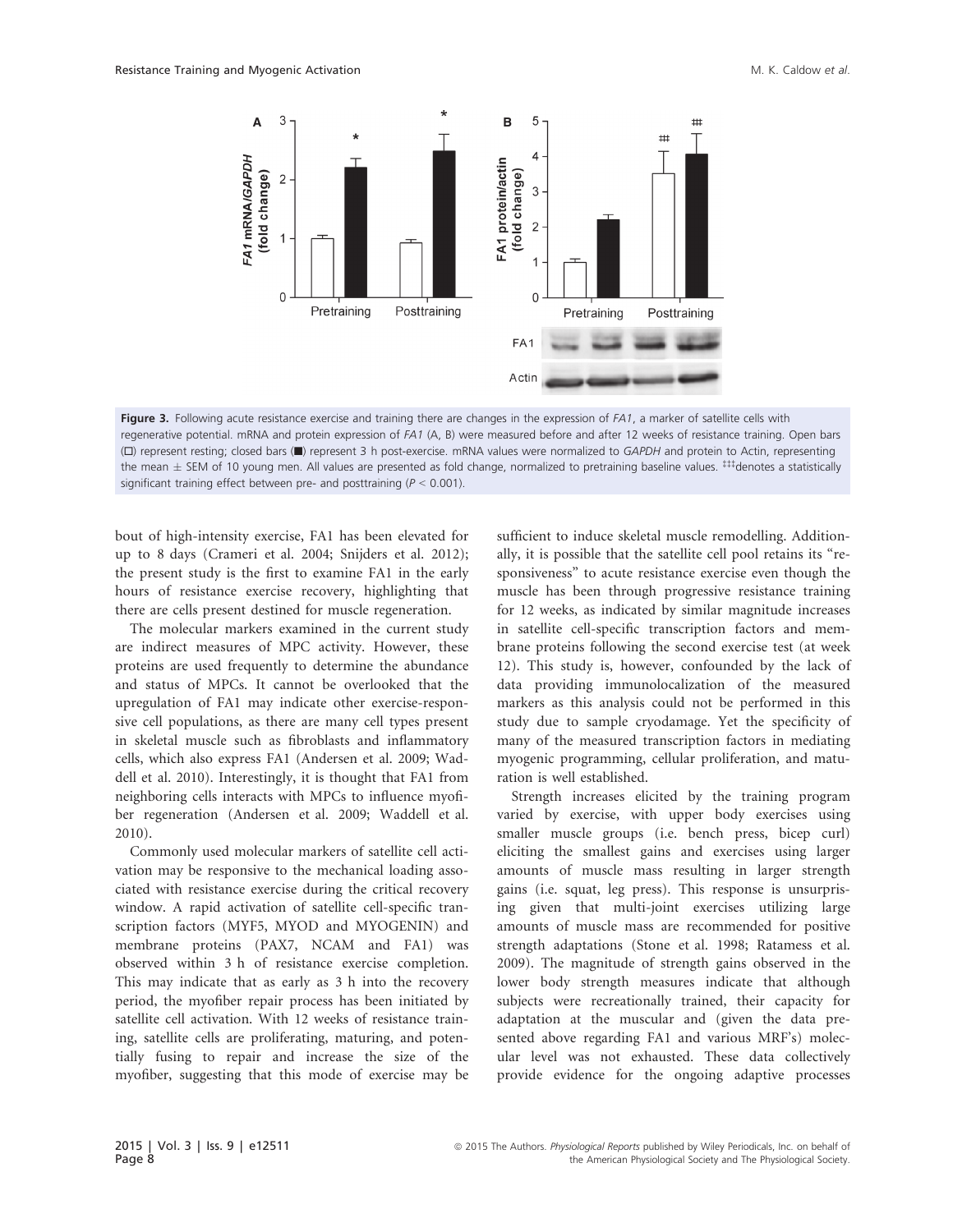**Figure 3.** Following acute resistance exercise and training there are changes in the expression of *FA1*, a marker of satellite cells with regenerative potential. mRNA and protein expression of *FA1* (A, B) were measured before and after 12 weeks of resistance training. Open bars (□) represent resting; closed bars (■) represent 3 h post-exercise. mRNA values were normalized to *GAPDH* and protein to Actin, representing the mean ± SEM of 10 young men. All values are presented as fold change, normalized to pretraining baseline values. ‡‡‡denotes a statistically significant training effect between pre- and posttraining ($P < 0.001$).

bout of high-intensity exercise, FA1 has been elevated for up to 8 days (Crameri et al. 2004; Snijders et al. 2012); the present study is the first to examine FA1 in the early hours of resistance exercise recovery, highlighting that there are cells present destined for muscle regeneration.

The molecular markers examined in the current study are indirect measures of MPC activity. However, these proteins are used frequently to determine the abundance and status of MPCs. It cannot be overlooked that the upregulation of FA1 may indicate other exercise-responsive cell populations, as there are many cell types present in skeletal muscle such as fibroblasts and inflammatory cells, which also express FA1 (Andersen et al. 2009; Waddell et al. 2010). Interestingly, it is thought that FA1 from neighboring cells interacts with MPCs to influence myofiber regeneration (Andersen et al. 2009; Waddell et al. 2010).

Commonly used molecular markers of satellite cell activation may be responsive to the mechanical loading associated with resistance exercise during the critical recovery window. A rapid activation of satellite cell-specific transcription factors (MYF5, MYOD and MYOGENIN) and membrane proteins (PAX7, NCAM and FA1) was observed within 3 h of resistance exercise completion. This may indicate that as early as 3 h into the recovery period, the myofiber repair process has been initiated by satellite cell activation. With 12 weeks of resistance training, satellite cells are proliferating, maturing, and potentially fusing to repair and increase the size of the myofiber, suggesting that this mode of exercise may be sufficient to induce skeletal muscle remodelling. Additionally, it is possible that the satellite cell pool retains its "responsiveness" to acute resistance exercise even though the muscle has been through progressive resistance training for 12 weeks, as indicated by similar magnitude increases in satellite cell-specific transcription factors and membrane proteins following the second exercise test (at week 12). This study is, however, confounded by the lack of data providing immunolocalization of the measured markers as this analysis could not be performed in this study due to sample cryodamage. Yet the specificity of many of the measured transcription factors in mediating myogenic programming, cellular proliferation, and maturation is well established.

Strength increases elicited by the training program varied by exercise, with upper body exercises using smaller muscle groups (i.e. bench press, bicep curl) eliciting the smallest gains and exercises using larger amounts of muscle mass resulting in larger strength gains (i.e. squat, leg press). This response is unsurprising given that multi-joint exercises utilizing large amounts of muscle mass are recommended for positive strength adaptations (Stone et al. 1998; Ratamess et al. 2009). The magnitude of strength gains observed in the lower body strength measures indicate that although subjects were recreationally trained, their capacity for adaptation at the muscular and (given the data presented above regarding FA1 and various MRF's) molecular level was not exhausted. These data collectively provide evidence for the ongoing adaptive processes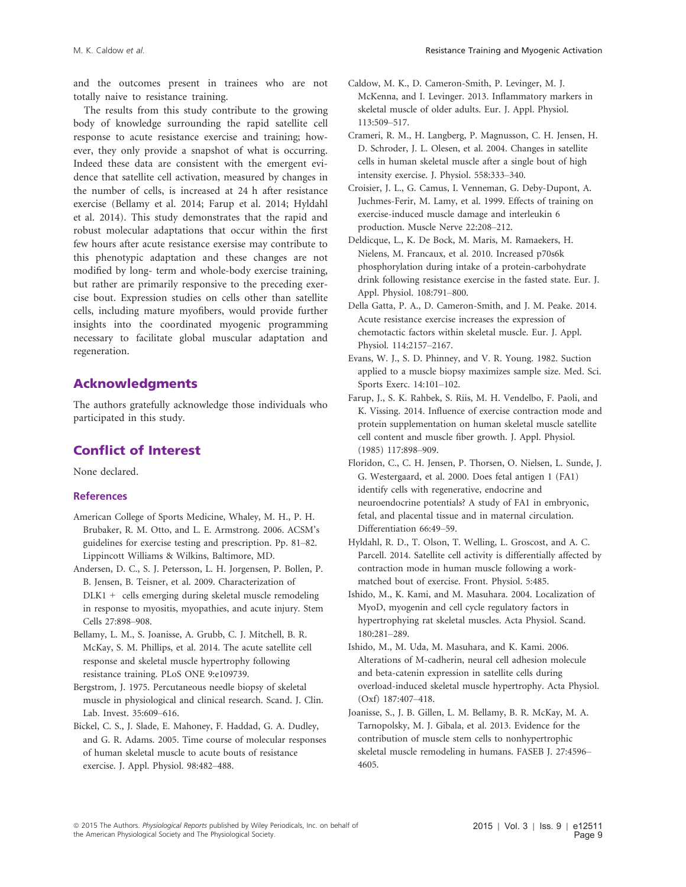and the outcomes present in trainees who are not totally naive to resistance training.

The results from this study contribute to the growing body of knowledge surrounding the rapid satellite cell response to acute resistance exercise and training; however, they only provide a snapshot of what is occurring. Indeed these data are consistent with the emergent evidence that satellite cell activation, measured by changes in the number of cells, is increased at 24 h after resistance exercise (Bellamy et al. 2014; Farup et al. 2014; Hyldahl et al. 2014). This study demonstrates that the rapid and robust molecular adaptations that occur within the first few hours after acute resistance exersise may contribute to this phenotypic adaptation and these changes are not modified by long- term and whole-body exercise training, but rather are primarily responsive to the preceding exercise bout. Expression studies on cells other than satellite cells, including mature myofibers, would provide further insights into the coordinated myogenic programming necessary to facilitate global muscular adaptation and regeneration.

## Acknowledgments

The authors gratefully acknowledge those individuals who participated in this study.

## Conflict of Interest

None declared.

### References

American College of Sports Medicine, Whaley, M. H., P. H. Brubaker, R. M. Otto, and L. E. Armstrong. 2006. ACSM's guidelines for exercise testing and prescription. Pp. 81–82. Lippincott Williams & Wilkins, Baltimore, MD.

Andersen, D. C., S. J. Petersson, L. H. Jorgensen, P. Bollen, P. B. Jensen, B. Teisner, et al. 2009. Characterization of DLK1 + cells emerging during skeletal muscle remodeling in response to myositis, myopathies, and acute injury. Stem Cells 27:898–908.

Bellamy, L. M., S. Joanisse, A. Grubb, C. J. Mitchell, B. R. McKay, S. M. Phillips, et al. 2014. The acute satellite cell response and skeletal muscle hypertrophy following resistance training. PLoS ONE 9:e109739.

Bergstrom, J. 1975. Percutaneous needle biopsy of skeletal muscle in physiological and clinical research. Scand. J. Clin. Lab. Invest. 35:609–616.

Bickel, C. S., J. Slade, E. Mahoney, F. Haddad, G. A. Dudley, and G. R. Adams. 2005. Time course of molecular responses of human skeletal muscle to acute bouts of resistance exercise. J. Appl. Physiol. 98:482–488.

Caldow, M. K., D. Cameron-Smith, P. Levinger, M. J. McKenna, and I. Levinger. 2013. Inflammatory markers in skeletal muscle of older adults. Eur. J. Appl. Physiol. 113:509–517.

Crameri, R. M., H. Langberg, P. Magnusson, C. H. Jensen, H. D. Schroder, J. L. Olesen, et al. 2004. Changes in satellite cells in human skeletal muscle after a single bout of high intensity exercise. J. Physiol. 558:333–340.

Croisier, J. L., G. Camus, I. Venneman, G. Deby-Dupont, A. Juchmes-Ferir, M. Lamy, et al. 1999. Effects of training on exercise-induced muscle damage and interleukin 6 production. Muscle Nerve 22:208–212.

Deldicque, L., K. De Bock, M. Maris, M. Ramaekers, H. Nielens, M. Francaux, et al. 2010. Increased p70s6k phosphorylation during intake of a protein-carbohydrate drink following resistance exercise in the fasted state. Eur. J. Appl. Physiol. 108:791–800.

Della Gatta, P. A., D. Cameron-Smith, and J. M. Peake. 2014. Acute resistance exercise increases the expression of chemotactic factors within skeletal muscle. Eur. J. Appl. Physiol. 114:2157–2167.

Evans, W. J., S. D. Phinney, and V. R. Young. 1982. Suction applied to a muscle biopsy maximizes sample size. Med. Sci. Sports Exerc. 14:101–102.

Farup, J., S. K. Rahbek, S. Riis, M. H. Vendelbo, F. Paoli, and K. Vissing. 2014. Influence of exercise contraction mode and protein supplementation on human skeletal muscle satellite cell content and muscle fiber growth. J. Appl. Physiol. (1985) 117:898–909.

Floridon, C., C. H. Jensen, P. Thorsen, O. Nielsen, L. Sunde, J. G. Westergaard, et al. 2000. Does fetal antigen 1 (FA1) identify cells with regenerative, endocrine and neuroendocrine potentials? A study of FA1 in embryonic, fetal, and placental tissue and in maternal circulation. Differentiation 66:49–59.

Hyldahl, R. D., T. Olson, T. Welling, L. Groscost, and A. C. Parcell. 2014. Satellite cell activity is differentially affected by contraction mode in human muscle following a work-matched bout of exercise. Front. Physiol. 5:485.

Ishido, M., K. Kami, and M. Masuhara. 2004. Localization of MyoD, myogenin and cell cycle regulatory factors in hypertrophying rat skeletal muscles. Acta Physiol. Scand. 180:281–289.

Ishido, M., M. Uda, M. Masuhara, and K. Kami. 2006. Alterations of M-cadherin, neural cell adhesion molecule and beta-catenin expression in satellite cells during overload-induced skeletal muscle hypertrophy. Acta Physiol. (Oxf) 187:407–418.

Joanisse, S., J. B. Gillen, L. M. Bellamy, B. R. McKay, M. A. Tarnopolsky, M. J. Gibala, et al. 2013. Evidence for the contribution of muscle stem cells to nonhypertrophic skeletal muscle remodeling in humans. FASEB J. 27:4596–4605.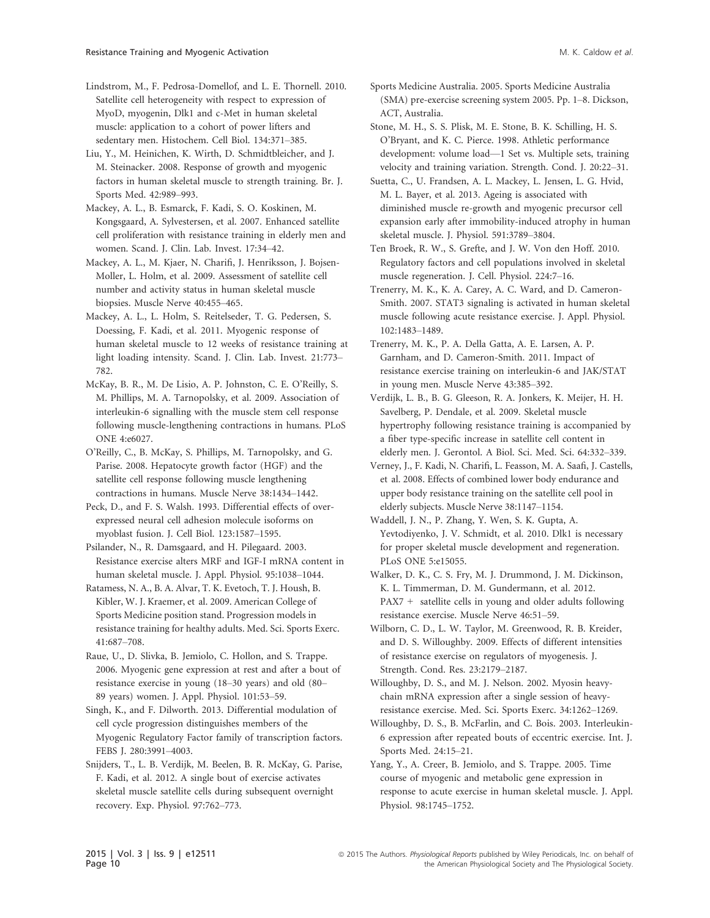Lindstrom, M., F. Pedrosa-Domellof, and L. E. Thornell. 2010. Satellite cell heterogeneity with respect to expression of MyoD, myogenin, Dlk1 and c-Met in human skeletal muscle: application to a cohort of power lifters and sedentary men. Histochem. Cell Biol. 134:371–385.

Liu, Y., M. Heinichen, K. Wirth, D. Schmidtbleicher, and J. M. Steinacker. 2008. Response of growth and myogenic factors in human skeletal muscle to strength training. Br. J. Sports Med. 42:989–993.

Mackey, A. L., B. Esmarck, F. Kadi, S. O. Koskinen, M. Kongsgaard, A. Sylvestersen, et al. 2007. Enhanced satellite cell proliferation with resistance training in elderly men and women. Scand. J. Clin. Lab. Invest. 17:34–42.

Mackey, A. L., M. Kjaer, N. Charifi, J. Henriksson, J. Bojsen-Moller, L. Holm, et al. 2009. Assessment of satellite cell number and activity status in human skeletal muscle biopsies. Muscle Nerve 40:455–465.

Mackey, A. L., L. Holm, S. Reitelseder, T. G. Pedersen, S. Doessing, F. Kadi, et al. 2011. Myogenic response of human skeletal muscle to 12 weeks of resistance training at light loading intensity. Scand. J. Clin. Lab. Invest. 21:773–782.

McKay, B. R., M. De Lisio, A. P. Johnston, C. E. O'Reilly, S. M. Phillips, M. A. Tarnopolsky, et al. 2009. Association of interleukin-6 signalling with the muscle stem cell response following muscle-lengthening contractions in humans. PLoS ONE 4:e6027.

O'Reilly, C., B. McKay, S. Phillips, M. Tarnopolsky, and G. Parise. 2008. Hepatocyte growth factor (HGF) and the satellite cell response following muscle lengthening contractions in humans. Muscle Nerve 38:1434–1442.

Peck, D., and F. S. Walsh. 1993. Differential effects of over-expressed neural cell adhesion molecule isoforms on myoblast fusion. J. Cell Biol. 123:1587–1595.

Psilander, N., R. Damsgaard, and H. Pilegaard. 2003. Resistance exercise alters MRF and IGF-I mRNA content in human skeletal muscle. J. Appl. Physiol. 95:1038–1044.

Ratamess, N. A., B. A. Alvar, T. K. Evetoch, T. J. Housh, B. Kibler, W. J. Kraemer, et al. 2009. American College of Sports Medicine position stand. Progression models in resistance training for healthy adults. Med. Sci. Sports Exerc. 41:687–708.

Raue, U., D. Slivka, B. Jemiolo, C. Hollon, and S. Trappe. 2006. Myogenic gene expression at rest and after a bout of resistance exercise in young (18–30 years) and old (80–89 years) women. J. Appl. Physiol. 101:53–59.

Singh, K., and F. Dilworth. 2013. Differential modulation of cell cycle progression distinguishes members of the Myogenic Regulatory Factor family of transcription factors. FEBS J. 280:3991–4003.

Snijders, T., L. B. Verdijk, M. Beelen, B. R. McKay, G. Parise, F. Kadi, et al. 2012. A single bout of exercise activates skeletal muscle satellite cells during subsequent overnight recovery. Exp. Physiol. 97:762–773.

Sports Medicine Australia. 2005. Sports Medicine Australia (SMA) pre-exercise screening system 2005. Pp. 1–8. Dickson, ACT, Australia.

Stone, M. H., S. S. Plisk, M. E. Stone, B. K. Schilling, H. S. O'Bryant, and K. C. Pierce. 1998. Athletic performance development: volume load—1 Set vs. Multiple sets, training velocity and training variation. Strength. Cond. J. 20:22–31.

Suetta, C., U. Frandsen, A. L. Mackey, L. Jensen, L. G. Hvid, M. L. Bayer, et al. 2013. Ageing is associated with diminished muscle re-growth and myogenic precursor cell expansion early after immobility-induced atrophy in human skeletal muscle. J. Physiol. 591:3789–3804.

Ten Broek, R. W., S. Grefte, and J. W. Von den Hoff. 2010. Regulatory factors and cell populations involved in skeletal muscle regeneration. J. Cell. Physiol. 224:7–16.

Trenerry, M. K., K. A. Carey, A. C. Ward, and D. Cameron-Smith. 2007. STAT3 signaling is activated in human skeletal muscle following acute resistance exercise. J. Appl. Physiol. 102:1483–1489.

Trenerry, M. K., P. A. Della Gatta, A. E. Larsen, A. P. Garnham, and D. Cameron-Smith. 2011. Impact of resistance exercise training on interleukin-6 and JAK/STAT in young men. Muscle Nerve 43:385–392.

Verdijk, L. B., B. G. Gleeson, R. A. Jonkers, K. Meijer, H. H. Savelberg, P. Dendale, et al. 2009. Skeletal muscle hypertrophy following resistance training is accompanied by a fiber type-specific increase in satellite cell content in elderly men. J. Gerontol. A Biol. Sci. Med. Sci. 64:332–339.

Verney, J., F. Kadi, N. Charifi, L. Feasson, M. A. Saafi, J. Castells, et al. 2008. Effects of combined lower body endurance and upper body resistance training on the satellite cell pool in elderly subjects. Muscle Nerve 38:1147–1154.

Waddell, J. N., P. Zhang, Y. Wen, S. K. Gupta, A. Yevtodiyenko, J. V. Schmidt, et al. 2010. Dlk1 is necessary for proper skeletal muscle development and regeneration. PLoS ONE 5:e15055.

Walker, D. K., C. S. Fry, M. J. Drummond, J. M. Dickinson, K. L. Timmerman, D. M. Gundermann, et al. 2012. PAX7 + satellite cells in young and older adults following resistance exercise. Muscle Nerve 46:51–59.

Wilborn, C. D., L. W. Taylor, M. Greenwood, R. B. Kreider, and D. S. Willoughby. 2009. Effects of different intensities of resistance exercise on regulators of myogenesis. J. Strength. Cond. Res. 23:2179–2187.

Willoughby, D. S., and M. J. Nelson. 2002. Myosin heavy-chain mRNA expression after a single session of heavy-resistance exercise. Med. Sci. Sports Exerc. 34:1262–1269.

Willoughby, D. S., B. McFarlin, and C. Bois. 2003. Interleukin-6 expression after repeated bouts of eccentric exercise. Int. J. Sports Med. 24:15–21.

Yang, Y., A. Creer, B. Jemiolo, and S. Trappe. 2005. Time course of myogenic and metabolic gene expression in response to acute exercise in human skeletal muscle. J. Appl. Physiol. 98:1745–1752.